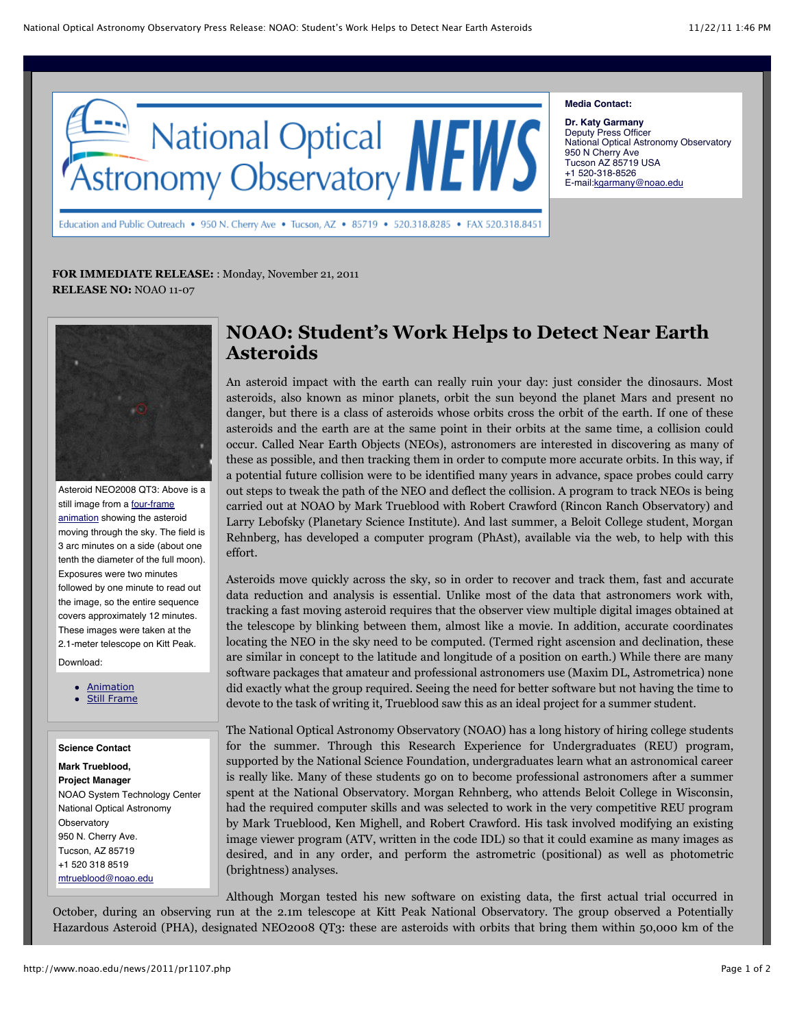National Optical Astronomy Observatory NEWS

Education and Public Outreach • 950 N. Cherry Ave • Tucson, AZ • 85719 • 520.318.8285 • FAX 520.318.8451

**Media Contact:**

**Dr. Katy Garmany**
Deputy Press Officer
National Optical Astronomy Observatory
950 N Cherry Ave
Tucson AZ 85719 USA
+1 520-318-8526
E-mail:kgarmany@noao.edu

**FOR IMMEDIATE RELEASE:** : Monday, November 21, 2011
**RELEASE NO:** NOAO 11-07

Asteroid NEO2008 QT3: Above is a still image from a four-frame animation showing the asteroid moving through the sky. The field is 3 arc minutes on a side (about one tenth the diameter of the full moon). Exposures were two minutes followed by one minute to read out the image, so the entire sequence covers approximately 12 minutes. These images were taken at the 2.1-meter telescope on Kitt Peak.

Download:

- Animation
- Still Frame

**Science Contact**

**Mark Trueblood,**
**Project Manager**
NOAO System Technology Center
National Optical Astronomy Observatory
950 N. Cherry Ave.
Tucson, AZ 85719
+1 520 318 8519
mtrueblood@noao.edu

# NOAO: Student's Work Helps to Detect Near Earth Asteroids

An asteroid impact with the earth can really ruin your day: just consider the dinosaurs. Most asteroids, also known as minor planets, orbit the sun beyond the planet Mars and present no danger, but there is a class of asteroids whose orbits cross the orbit of the earth. If one of these asteroids and the earth are at the same point in their orbits at the same time, a collision could occur. Called Near Earth Objects (NEOs), astronomers are interested in discovering as many of these as possible, and then tracking them in order to compute more accurate orbits. In this way, if a potential future collision were to be identified many years in advance, space probes could carry out steps to tweak the path of the NEO and deflect the collision. A program to track NEOs is being carried out at NOAO by Mark Trueblood with Robert Crawford (Rincon Ranch Observatory) and Larry Lebofsky (Planetary Science Institute). And last summer, a Beloit College student, Morgan Rehnberg, has developed a computer program (PhAst), available via the web, to help with this effort.

Asteroids move quickly across the sky, so in order to recover and track them, fast and accurate data reduction and analysis is essential. Unlike most of the data that astronomers work with, tracking a fast moving asteroid requires that the observer view multiple digital images obtained at the telescope by blinking between them, almost like a movie. In addition, accurate coordinates locating the NEO in the sky need to be computed. (Termed right ascension and declination, these are similar in concept to the latitude and longitude of a position on earth.) While there are many software packages that amateur and professional astronomers use (Maxim DL, Astrometrica) none did exactly what the group required. Seeing the need for better software but not having the time to devote to the task of writing it, Trueblood saw this as an ideal project for a summer student.

The National Optical Astronomy Observatory (NOAO) has a long history of hiring college students for the summer. Through this Research Experience for Undergraduates (REU) program, supported by the National Science Foundation, undergraduates learn what an astronomical career is really like. Many of these students go on to become professional astronomers after a summer spent at the National Observatory. Morgan Rehnberg, who attends Beloit College in Wisconsin, had the required computer skills and was selected to work in the very competitive REU program by Mark Trueblood, Ken Mighell, and Robert Crawford. His task involved modifying an existing image viewer program (ATV, written in the code IDL) so that it could examine as many images as desired, and in any order, and perform the astrometric (positional) as well as photometric (brightness) analyses.

Although Morgan tested his new software on existing data, the first actual trial occurred in October, during an observing run at the 2.1m telescope at Kitt Peak National Observatory. The group observed a Potentially Hazardous Asteroid (PHA), designated NEO2008 QT3: these are asteroids with orbits that bring them within 50,000 km of the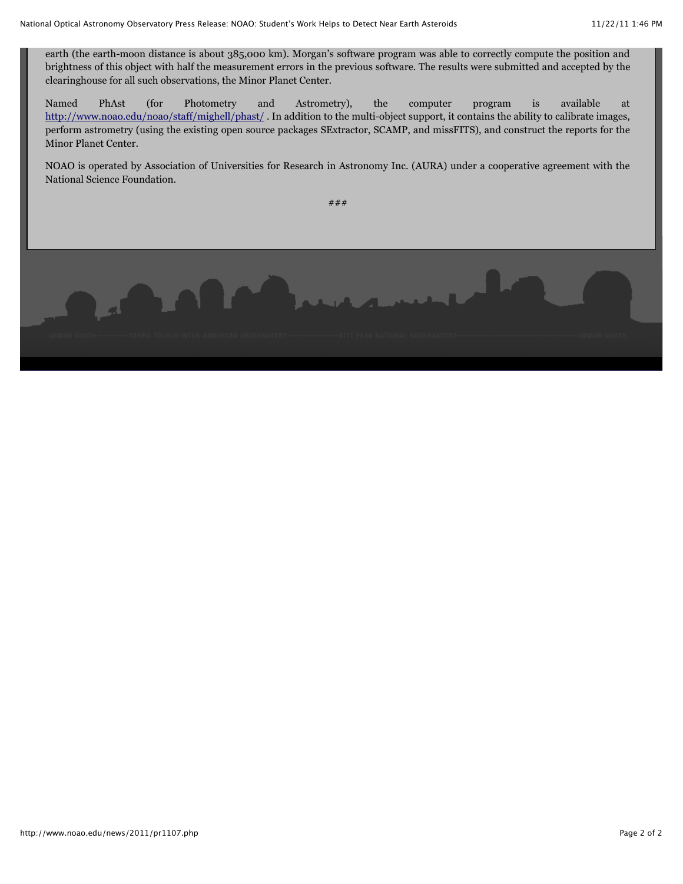earth (the earth-moon distance is about 385,000 km). Morgan's software program was able to correctly compute the position and brightness of this object with half the measurement errors in the previous software. The results were submitted and accepted by the clearinghouse for all such observations, the Minor Planet Center.

Named PhAst (for Photometry and Astrometry), the computer program is available at http://www.noao.edu/noao/staff/mighell/phast/ . In addition to the multi-object support, it contains the ability to calibrate images, perform astrometry (using the existing open source packages SExtractor, SCAMP, and missFITS), and construct the reports for the Minor Planet Center.

NOAO is operated by Association of Universities for Research in Astronomy Inc. (AURA) under a cooperative agreement with the National Science Foundation.

###